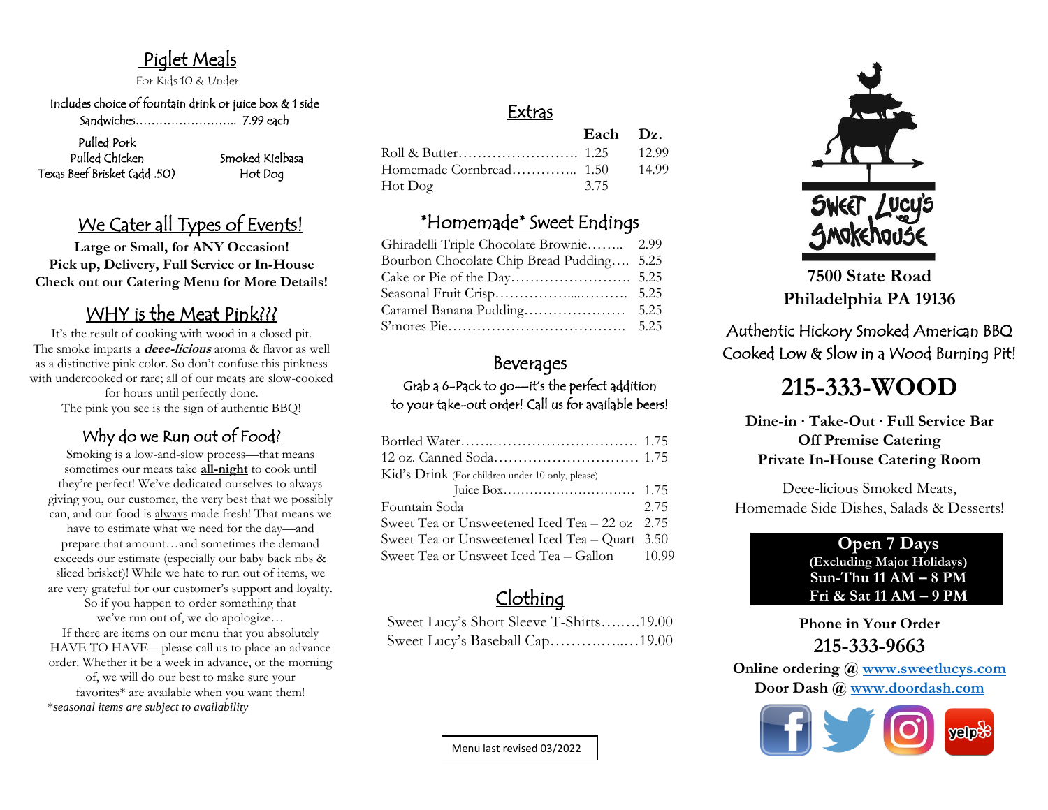## Piglet Meals

For Kids 10 & Under

Includes choice of fountain drink or juice box & 1 side

Sandwiches…………………….. 7.99 each

Pulled Pork
Pulled Chicken
Texas Beef Brisket (add .50)

Smoked Kielbasa
Hot Dog

## We Cater all Types of Events!

**Large or Small, for ANY Occasion!**
**Pick up, Delivery, Full Service or In-House**
**Check out our Catering Menu for More Details!**

## WHY is the Meat Pink???

It's the result of cooking with wood in a closed pit. The smoke imparts a ***deee-licious*** aroma & flavor as well as a distinctive pink color. So don't confuse this pinkness with undercooked or rare; all of our meats are slow-cooked for hours until perfectly done. The pink you see is the sign of authentic BBQ!

## Why do we Run out of Food?

Smoking is a low-and-slow process—that means sometimes our meats take **all-night** to cook until they're perfect! We've dedicated ourselves to always giving you, our customer, the very best that we possibly can, and our food is always made fresh! That means we have to estimate what we need for the day—and prepare that amount…and sometimes the demand exceeds our estimate (especially our baby back ribs & sliced brisket)! While we hate to run out of items, we are very grateful for our customer's support and loyalty. So if you happen to order something that we've run out of, we do apologize…

If there are items on our menu that you absolutely HAVE TO HAVE—please call us to place an advance order. Whether it be a week in advance, or the morning of, we will do our best to make sure your favorites* are available when you want them!

**seasonal items are subject to availability*

## Extras

| | Each | Dz. |
|---|---|---|
| Roll & Butter…………………… | 1.25 | 12.99 |
| Homemade Cornbread………….. | 1.50 | 14.99 |
| Hot Dog | 3.75 | |

## *Homemade* Sweet Endings

Ghiradelli Triple Chocolate Brownie…….. 2.99
Bourbon Chocolate Chip Bread Pudding…. 5.25
Cake or Pie of the Day……………………. 5.25
Seasonal Fruit Crisp……………...………. 5.25
Caramel Banana Pudding………………… 5.25
S'mores Pie………………………………. 5.25

## Beverages

Grab a 6-Pack to go—it's the perfect addition to your take-out order! Call us for available beers!

Bottled Water…….………………………… 1.75
12 oz. Canned Soda………………………… 1.75
Kid's Drink (For children under 10 only, please)
Juice Box………………………… 1.75
Fountain Soda 2.75
Sweet Tea or Unsweetened Iced Tea – 22 oz 2.75
Sweet Tea or Unsweetened Iced Tea – Quart 3.50
Sweet Tea or Unsweet Iced Tea – Gallon 10.99

## Clothing

Sweet Lucy's Short Sleeve T-Shirts…..…19.00
Sweet Lucy's Baseball Cap…………..…..…19.00

Menu last revised 03/2022

# Sweet Lucy's Smokehouse

**7500 State Road**
**Philadelphia PA 19136**

Authentic Hickory Smoked American BBQ
Cooked Low & Slow in a Wood Burning Pit!

# 215-333-WOOD

**Dine-in · Take-Out · Full Service Bar**
**Off Premise Catering**
**Private In-House Catering Room**

Deee-licious Smoked Meats,
Homemade Side Dishes, Salads & Desserts!

**Open 7 Days**
**(Excluding Major Holidays)**
**Sun-Thu 11 AM – 8 PM**
**Fri & Sat 11 AM – 9 PM**

**Phone in Your Order**
**215-333-9663**

**Online ordering @ www.sweetlucys.com**
**Door Dash @ www.doordash.com**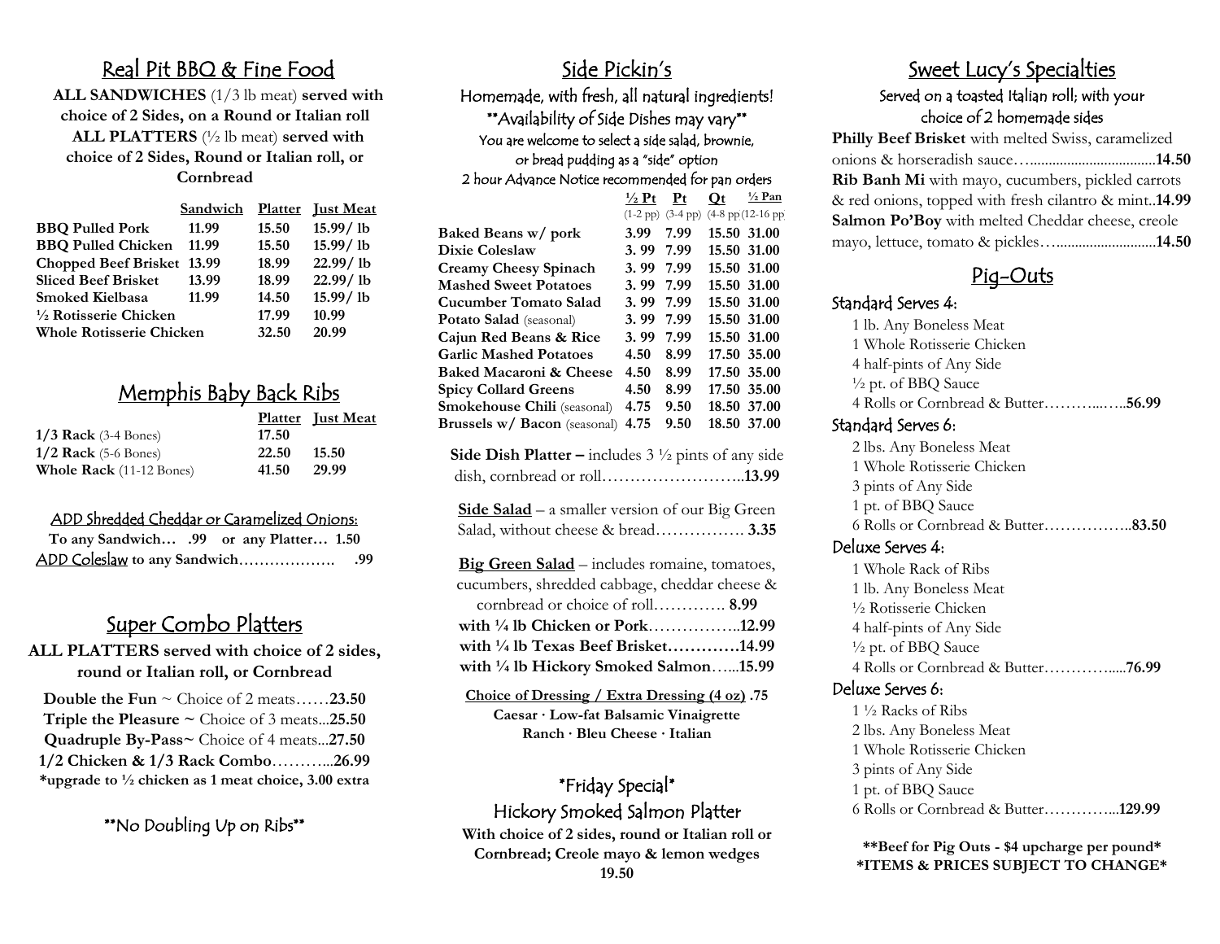## Real Pit BBQ & Fine Food

**ALL SANDWICHES** (1/3 lb meat) **served with choice of 2 Sides, on a Round or Italian roll**
**ALL PLATTERS** (½ lb meat) **served with choice of 2 Sides, Round or Italian roll, or Cornbread**

| | Sandwich | Platter | Just Meat |
|---|---|---|---|
| **BBQ Pulled Pork** | 11.99 | 15.50 | 15.99/ lb |
| **BBQ Pulled Chicken** | 11.99 | 15.50 | 15.99/ lb |
| **Chopped Beef Brisket** | 13.99 | 18.99 | 22.99/ lb |
| **Sliced Beef Brisket** | 13.99 | 18.99 | 22.99/ lb |
| **Smoked Kielbasa** | 11.99 | 14.50 | 15.99/ lb |
| **½ Rotisserie Chicken** | | 17.99 | 10.99 |
| **Whole Rotisserie Chicken** | | 32.50 | 20.99 |

## Memphis Baby Back Ribs

| | Platter | Just Meat |
|---|---|---|
| **1/3 Rack** (3-4 Bones) | 17.50 | |
| **1/2 Rack** (5-6 Bones) | 22.50 | 15.50 |
| **Whole Rack** (11-12 Bones) | 41.50 | 29.99 |

ADD Shredded Cheddar or Caramelized Onions:
**To any Sandwich… .99 or any Platter… 1.50**
ADD Coleslaw **to any Sandwich………………. .99**

## Super Combo Platters

**ALL PLATTERS served with choice of 2 sides, round or Italian roll, or Cornbread**

**Double the Fun** ~ Choice of 2 meats……**23.50**
**Triple the Pleasure ~** Choice of 3 meats...**25.50**
**Quadruple By-Pass~** Choice of 4 meats...**27.50**
**1/2 Chicken & 1/3 Rack Combo**………..**26.99**
***upgrade to ½ chicken as 1 meat choice, 3.00 extra**

**No Doubling Up on Ribs**

## Side Pickin's

Homemade, with fresh, all natural ingredients!
**Availability of Side Dishes may vary**
You are welcome to select a side salad, brownie, or bread pudding as a "side" option
2 hour Advance Notice recommended for pan orders

| | ½ Pt (1-2 pp) | Pt (3-4 pp) | Qt (4-8 pp) | ½ Pan (12-16 pp) |
|---|---|---|---|---|
| **Baked Beans w/ pork** | 3.99 | 7.99 | 15.50 | 31.00 |
| **Dixie Coleslaw** | 3. 99 | 7.99 | 15.50 | 31.00 |
| **Creamy Cheesy Spinach** | 3. 99 | 7.99 | 15.50 | 31.00 |
| **Mashed Sweet Potatoes** | 3. 99 | 7.99 | 15.50 | 31.00 |
| **Cucumber Tomato Salad** | 3. 99 | 7.99 | 15.50 | 31.00 |
| **Potato Salad** (seasonal) | 3. 99 | 7.99 | 15.50 | 31.00 |
| **Cajun Red Beans & Rice** | 3. 99 | 7.99 | 15.50 | 31.00 |
| **Garlic Mashed Potatoes** | 4.50 | 8.99 | 17.50 | 35.00 |
| **Baked Macaroni & Cheese** | 4.50 | 8.99 | 17.50 | 35.00 |
| **Spicy Collard Greens** | 4.50 | 8.99 | 17.50 | 35.00 |
| **Smokehouse Chili** (seasonal) | 4.75 | 9.50 | 18.50 | 37.00 |
| **Brussels w/ Bacon** (seasonal) | 4.75 | 9.50 | 18.50 | 37.00 |

**Side Dish Platter –** includes 3 ½ pints of any side dish, cornbread or roll……………………..**13.99**

**Side Salad** – a smaller version of our Big Green Salad, without cheese & bread……………. **3.35**

**Big Green Salad** – includes romaine, tomatoes, cucumbers, shredded cabbage, cheddar cheese & cornbread or choice of roll…………. **8.99**
**with ¼ lb Chicken or Pork**……………..**12.99**
**with ¼ lb Texas Beef Brisket…………14.99**
**with ¼ lb Hickory Smoked Salmon**…...**15.99**

**Choice of Dressing / Extra Dressing (4 oz) .75**
**Caesar · Low-fat Balsamic Vinaigrette**
**Ranch · Bleu Cheese · Italian**

*Friday Special*
Hickory Smoked Salmon Platter
**With choice of 2 sides, round or Italian roll or Cornbread; Creole mayo & lemon wedges**
**19.50**

## Sweet Lucy's Specialties

Served on a toasted Italian roll; with your choice of 2 homemade sides

**Philly Beef Brisket** with melted Swiss, caramelized onions & horseradish sauce….................................**14.50**
**Rib Banh Mi** with mayo, cucumbers, pickled carrots & red onions, topped with fresh cilantro & mint..**14.99**
**Salmon Po'Boy** with melted Cheddar cheese, creole mayo, lettuce, tomato & pickles…..........................**14.50**

## Pig-Outs

### Standard Serves 4:
1 lb. Any Boneless Meat
1 Whole Rotisserie Chicken
4 half-pints of Any Side
½ pt. of BBQ Sauce
4 Rolls or Cornbread & Butter………..…..**56.99**

### Standard Serves 6:
2 lbs. Any Boneless Meat
1 Whole Rotisserie Chicken
3 pints of Any Side
1 pt. of BBQ Sauce
6 Rolls or Cornbread & Butter……………..**83.50**

### Deluxe Serves 4:
1 Whole Rack of Ribs
1 lb. Any Boneless Meat
½ Rotisserie Chicken
4 half-pints of Any Side
½ pt. of BBQ Sauce
4 Rolls or Cornbread & Butter…………....**76.99**

### Deluxe Serves 6:
1 ½ Racks of Ribs
2 lbs. Any Boneless Meat
1 Whole Rotisserie Chicken
3 pints of Any Side
1 pt. of BBQ Sauce
6 Rolls or Cornbread & Butter…………...**129.99**

****Beef for Pig Outs - $4 upcharge per pound***
***ITEMS & PRICES SUBJECT TO CHANGE***